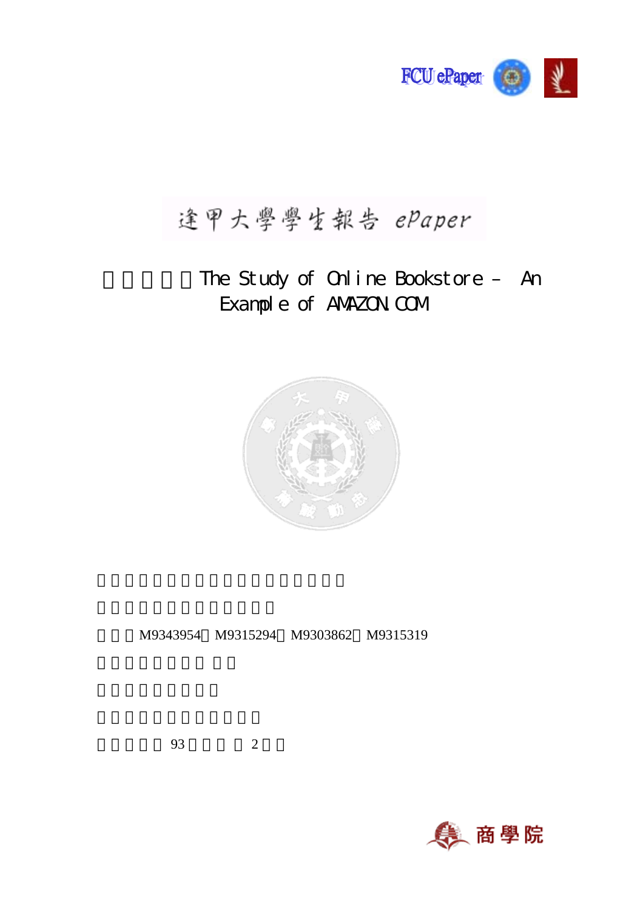# 逢甲大學學生報告 ePaper

## The Study of Online Bookstore – An Example of AMAZON.COM

M9343954、M9315294、M9303862、M9315319

93 2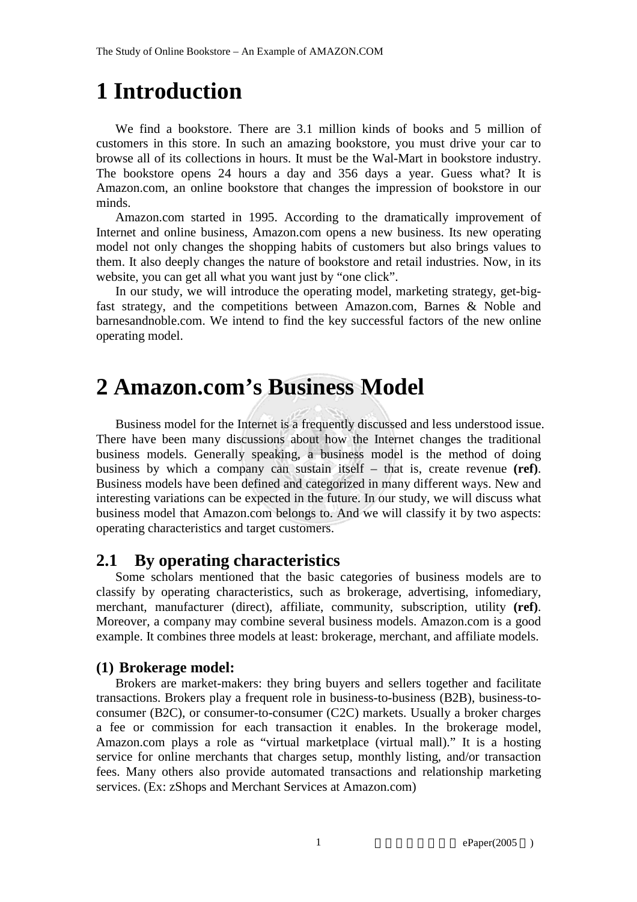# 1 Introduction

We find a bookstore. There are 3.1 million kinds of books and 5 million of customers in this store. In such an amazing bookstore, you must drive your car to browse all of its collections in hours. It must be the Wal-Mart in bookstore industry. The bookstore opens 24 hours a day and 356 days a year. Guess what? It is Amazon.com, an online bookstore that changes the impression of bookstore in our minds.

Amazon.com started in 1995. According to the dramatically improvement of Internet and online business, Amazon.com opens a new business. Its new operating model not only changes the shopping habits of customers but also brings values to them. It also deeply changes the nature of bookstore and retail industries. Now, in its website, you can get all what you want just by "one click".

In our study, we will introduce the operating model, marketing strategy, get-big-fast strategy, and the competitions between Amazon.com, Barnes & Noble and barnesandnoble.com. We intend to find the key successful factors of the new online operating model.

# 2 Amazon.com's Business Model

Business model for the Internet is a frequently discussed and less understood issue. There have been many discussions about how the Internet changes the traditional business models. Generally speaking, a business model is the method of doing business by which a company can sustain itself – that is, create revenue **(ref)**. Business models have been defined and categorized in many different ways. New and interesting variations can be expected in the future. In our study, we will discuss what business model that Amazon.com belongs to. And we will classify it by two aspects: operating characteristics and target customers.

## 2.1 By operating characteristics

Some scholars mentioned that the basic categories of business models are to classify by operating characteristics, such as brokerage, advertising, infomediary, merchant, manufacturer (direct), affiliate, community, subscription, utility **(ref)**. Moreover, a company may combine several business models. Amazon.com is a good example. It combines three models at least: brokerage, merchant, and affiliate models.

### (1) Brokerage model:

Brokers are market-makers: they bring buyers and sellers together and facilitate transactions. Brokers play a frequent role in business-to-business (B2B), business-to-consumer (B2C), or consumer-to-consumer (C2C) markets. Usually a broker charges a fee or commission for each transaction it enables. In the brokerage model, Amazon.com plays a role as "virtual marketplace (virtual mall)." It is a hosting service for online merchants that charges setup, monthly listing, and/or transaction fees. Many others also provide automated transactions and relationship marketing services. (Ex: zShops and Merchant Services at Amazon.com)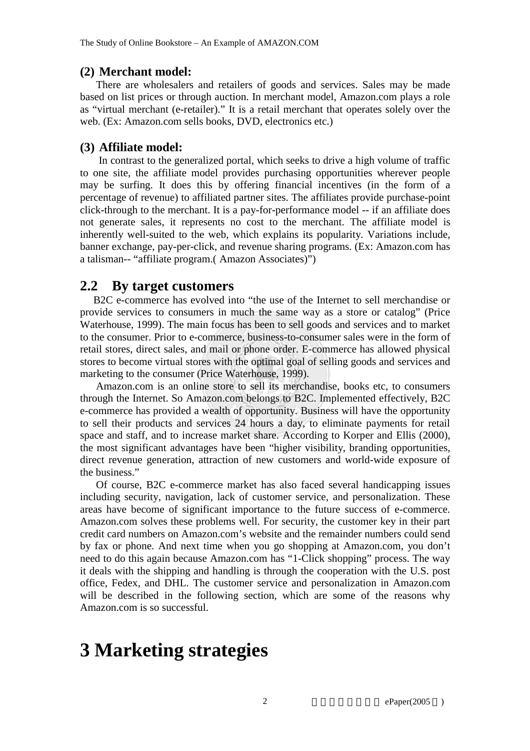### (2) Merchant model:

There are wholesalers and retailers of goods and services. Sales may be made based on list prices or through auction. In merchant model, Amazon.com plays a role as "virtual merchant (e-retailer)." It is a retail merchant that operates solely over the web. (Ex: Amazon.com sells books, DVD, electronics etc.)

### (3) Affiliate model:

In contrast to the generalized portal, which seeks to drive a high volume of traffic to one site, the affiliate model provides purchasing opportunities wherever people may be surfing. It does this by offering financial incentives (in the form of a percentage of revenue) to affiliated partner sites. The affiliates provide purchase-point click-through to the merchant. It is a pay-for-performance model -- if an affiliate does not generate sales, it represents no cost to the merchant. The affiliate model is inherently well-suited to the web, which explains its popularity. Variations include, banner exchange, pay-per-click, and revenue sharing programs. (Ex: Amazon.com has a talisman-- "affiliate program.( Amazon Associates)")

## 2.2 By target customers

B2C e-commerce has evolved into "the use of the Internet to sell merchandise or provide services to consumers in much the same way as a store or catalog" (Price Waterhouse, 1999). The main focus has been to sell goods and services and to market to the consumer. Prior to e-commerce, business-to-consumer sales were in the form of retail stores, direct sales, and mail or phone order. E-commerce has allowed physical stores to become virtual stores with the optimal goal of selling goods and services and marketing to the consumer (Price Waterhouse, 1999).

Amazon.com is an online store to sell its merchandise, books etc, to consumers through the Internet. So Amazon.com belongs to B2C. Implemented effectively, B2C e-commerce has provided a wealth of opportunity. Business will have the opportunity to sell their products and services 24 hours a day, to eliminate payments for retail space and staff, and to increase market share. According to Korper and Ellis (2000), the most significant advantages have been "higher visibility, branding opportunities, direct revenue generation, attraction of new customers and world-wide exposure of the business."

Of course, B2C e-commerce market has also faced several handicapping issues including security, navigation, lack of customer service, and personalization. These areas have become of significant importance to the future success of e-commerce. Amazon.com solves these problems well. For security, the customer key in their part credit card numbers on Amazon.com's website and the remainder numbers could send by fax or phone. And next time when you go shopping at Amazon.com, you don't need to do this again because Amazon.com has "1-Click shopping" process. The way it deals with the shipping and handling is through the cooperation with the U.S. post office, Fedex, and DHL. The customer service and personalization in Amazon.com will be described in the following section, which are some of the reasons why Amazon.com is so successful.

# 3 Marketing strategies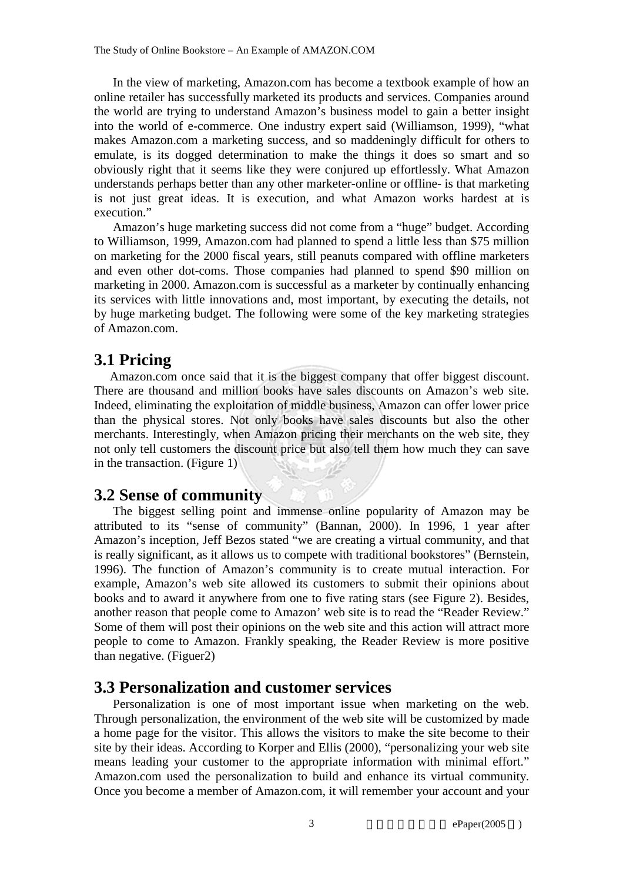In the view of marketing, Amazon.com has become a textbook example of how an online retailer has successfully marketed its products and services. Companies around the world are trying to understand Amazon's business model to gain a better insight into the world of e-commerce. One industry expert said (Williamson, 1999), "what makes Amazon.com a marketing success, and so maddeningly difficult for others to emulate, is its dogged determination to make the things it does so smart and so obviously right that it seems like they were conjured up effortlessly. What Amazon understands perhaps better than any other marketer-online or offline- is that marketing is not just great ideas. It is execution, and what Amazon works hardest at is execution."

Amazon's huge marketing success did not come from a "huge" budget. According to Williamson, 1999, Amazon.com had planned to spend a little less than \$75 million on marketing for the 2000 fiscal years, still peanuts compared with offline marketers and even other dot-coms. Those companies had planned to spend \$90 million on marketing in 2000. Amazon.com is successful as a marketer by continually enhancing its services with little innovations and, most important, by executing the details, not by huge marketing budget. The following were some of the key marketing strategies of Amazon.com.

## 3.1 Pricing

Amazon.com once said that it is the biggest company that offer biggest discount. There are thousand and million books have sales discounts on Amazon's web site. Indeed, eliminating the exploitation of middle business, Amazon can offer lower price than the physical stores. Not only books have sales discounts but also the other merchants. Interestingly, when Amazon pricing their merchants on the web site, they not only tell customers the discount price but also tell them how much they can save in the transaction. (Figure 1)

## 3.2 Sense of community

The biggest selling point and immense online popularity of Amazon may be attributed to its "sense of community" (Bannan, 2000). In 1996, 1 year after Amazon's inception, Jeff Bezos stated "we are creating a virtual community, and that is really significant, as it allows us to compete with traditional bookstores" (Bernstein, 1996). The function of Amazon's community is to create mutual interaction. For example, Amazon's web site allowed its customers to submit their opinions about books and to award it anywhere from one to five rating stars (see Figure 2). Besides, another reason that people come to Amazon' web site is to read the "Reader Review." Some of them will post their opinions on the web site and this action will attract more people to come to Amazon. Frankly speaking, the Reader Review is more positive than negative. (Figuer2)

## 3.3 Personalization and customer services

Personalization is one of most important issue when marketing on the web. Through personalization, the environment of the web site will be customized by made a home page for the visitor. This allows the visitors to make the site become to their site by their ideas. According to Korper and Ellis (2000), "personalizing your web site means leading your customer to the appropriate information with minimal effort." Amazon.com used the personalization to build and enhance its virtual community. Once you become a member of Amazon.com, it will remember your account and your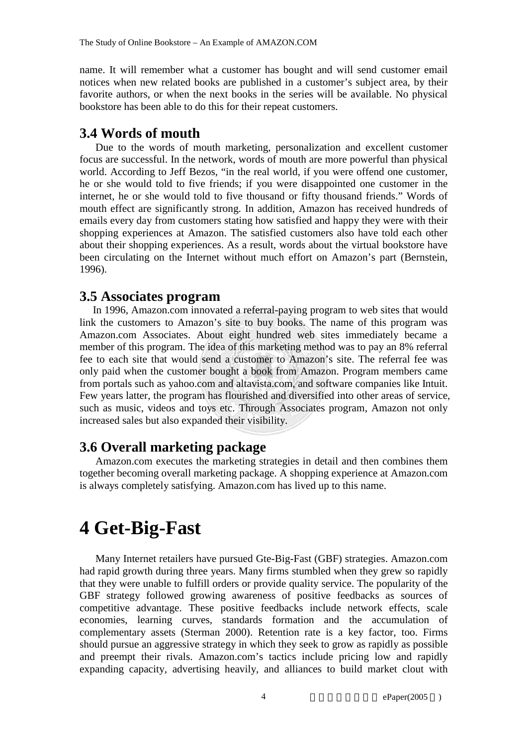name. It will remember what a customer has bought and will send customer email notices when new related books are published in a customer's subject area, by their favorite authors, or when the next books in the series will be available. No physical bookstore has been able to do this for their repeat customers.

## 3.4 Words of mouth

Due to the words of mouth marketing, personalization and excellent customer focus are successful. In the network, words of mouth are more powerful than physical world. According to Jeff Bezos, "in the real world, if you were offend one customer, he or she would told to five friends; if you were disappointed one customer in the internet, he or she would told to five thousand or fifty thousand friends." Words of mouth effect are significantly strong. In addition, Amazon has received hundreds of emails every day from customers stating how satisfied and happy they were with their shopping experiences at Amazon. The satisfied customers also have told each other about their shopping experiences. As a result, words about the virtual bookstore have been circulating on the Internet without much effort on Amazon's part (Bernstein, 1996).

## 3.5 Associates program

In 1996, Amazon.com innovated a referral-paying program to web sites that would link the customers to Amazon's site to buy books. The name of this program was Amazon.com Associates. About eight hundred web sites immediately became a member of this program. The idea of this marketing method was to pay an 8% referral fee to each site that would send a customer to Amazon's site. The referral fee was only paid when the customer bought a book from Amazon. Program members came from portals such as yahoo.com and altavista.com, and software companies like Intuit. Few years latter, the program has flourished and diversified into other areas of service, such as music, videos and toys etc. Through Associates program, Amazon not only increased sales but also expanded their visibility.

## 3.6 Overall marketing package

Amazon.com executes the marketing strategies in detail and then combines them together becoming overall marketing package. A shopping experience at Amazon.com is always completely satisfying. Amazon.com has lived up to this name.

# 4 Get-Big-Fast

Many Internet retailers have pursued Gte-Big-Fast (GBF) strategies. Amazon.com had rapid growth during three years. Many firms stumbled when they grew so rapidly that they were unable to fulfill orders or provide quality service. The popularity of the GBF strategy followed growing awareness of positive feedbacks as sources of competitive advantage. These positive feedbacks include network effects, scale economies, learning curves, standards formation and the accumulation of complementary assets (Sterman 2000). Retention rate is a key factor, too. Firms should pursue an aggressive strategy in which they seek to grow as rapidly as possible and preempt their rivals. Amazon.com's tactics include pricing low and rapidly expanding capacity, advertising heavily, and alliances to build market clout with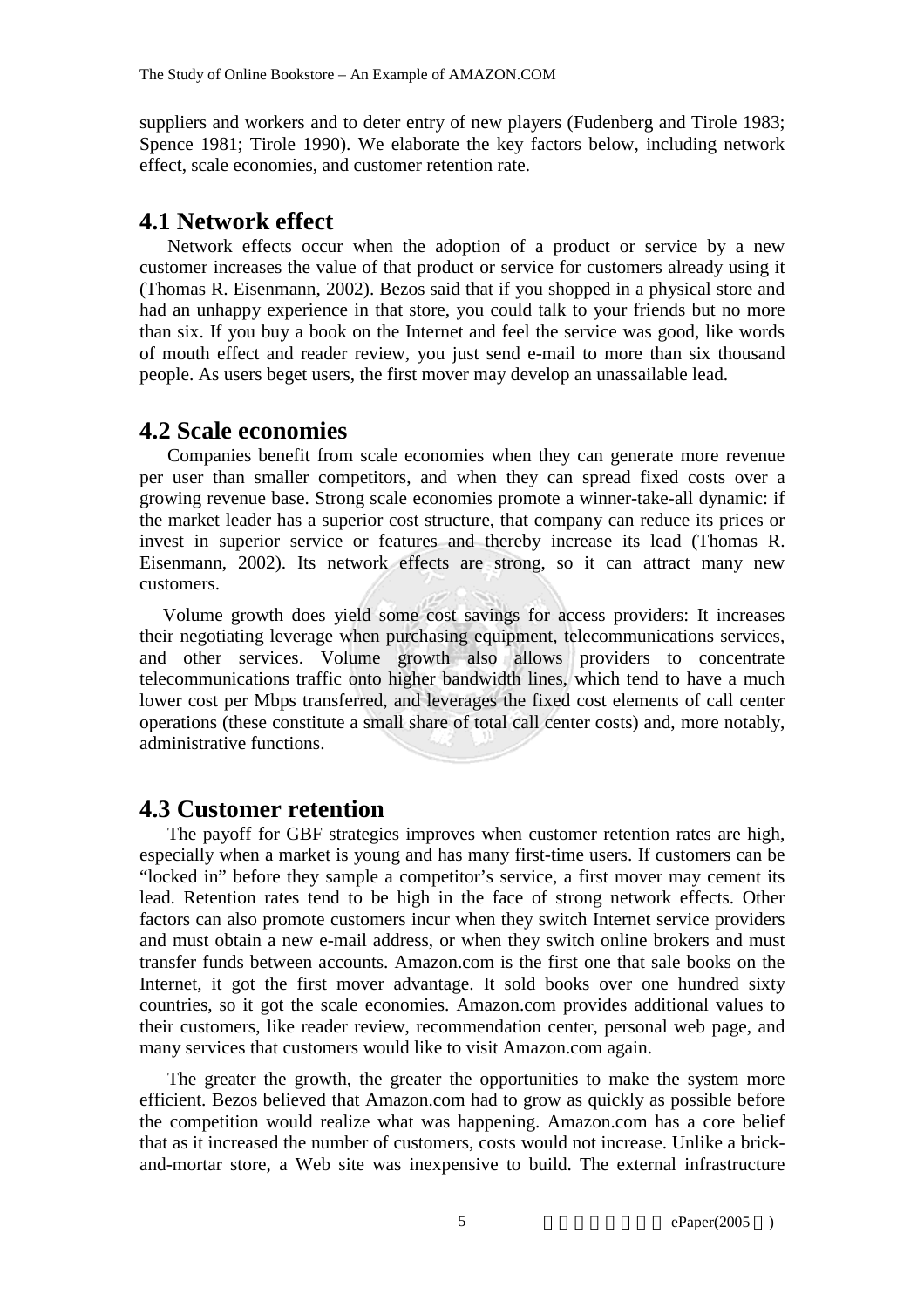suppliers and workers and to deter entry of new players (Fudenberg and Tirole 1983; Spence 1981; Tirole 1990). We elaborate the key factors below, including network effect, scale economies, and customer retention rate.

## 4.1 Network effect

Network effects occur when the adoption of a product or service by a new customer increases the value of that product or service for customers already using it (Thomas R. Eisenmann, 2002). Bezos said that if you shopped in a physical store and had an unhappy experience in that store, you could talk to your friends but no more than six. If you buy a book on the Internet and feel the service was good, like words of mouth effect and reader review, you just send e-mail to more than six thousand people. As users beget users, the first mover may develop an unassailable lead.

## 4.2 Scale economies

Companies benefit from scale economies when they can generate more revenue per user than smaller competitors, and when they can spread fixed costs over a growing revenue base. Strong scale economies promote a winner-take-all dynamic: if the market leader has a superior cost structure, that company can reduce its prices or invest in superior service or features and thereby increase its lead (Thomas R. Eisenmann, 2002). Its network effects are strong, so it can attract many new customers.

Volume growth does yield some cost savings for access providers: It increases their negotiating leverage when purchasing equipment, telecommunications services, and other services. Volume growth also allows providers to concentrate telecommunications traffic onto higher bandwidth lines, which tend to have a much lower cost per Mbps transferred, and leverages the fixed cost elements of call center operations (these constitute a small share of total call center costs) and, more notably, administrative functions.

## 4.3 Customer retention

The payoff for GBF strategies improves when customer retention rates are high, especially when a market is young and has many first-time users. If customers can be "locked in" before they sample a competitor's service, a first mover may cement its lead. Retention rates tend to be high in the face of strong network effects. Other factors can also promote customers incur when they switch Internet service providers and must obtain a new e-mail address, or when they switch online brokers and must transfer funds between accounts. Amazon.com is the first one that sale books on the Internet, it got the first mover advantage. It sold books over one hundred sixty countries, so it got the scale economies. Amazon.com provides additional values to their customers, like reader review, recommendation center, personal web page, and many services that customers would like to visit Amazon.com again.

The greater the growth, the greater the opportunities to make the system more efficient. Bezos believed that Amazon.com had to grow as quickly as possible before the competition would realize what was happening. Amazon.com has a core belief that as it increased the number of customers, costs would not increase. Unlike a brick-and-mortar store, a Web site was inexpensive to build. The external infrastructure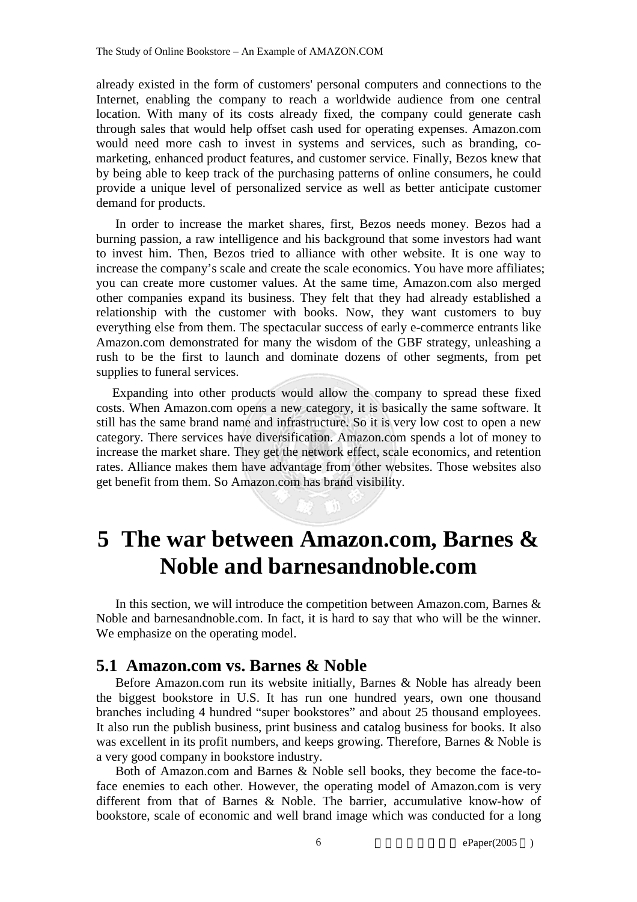already existed in the form of customers' personal computers and connections to the Internet, enabling the company to reach a worldwide audience from one central location. With many of its costs already fixed, the company could generate cash through sales that would help offset cash used for operating expenses. Amazon.com would need more cash to invest in systems and services, such as branding, co-marketing, enhanced product features, and customer service. Finally, Bezos knew that by being able to keep track of the purchasing patterns of online consumers, he could provide a unique level of personalized service as well as better anticipate customer demand for products.

In order to increase the market shares, first, Bezos needs money. Bezos had a burning passion, a raw intelligence and his background that some investors had want to invest him. Then, Bezos tried to alliance with other website. It is one way to increase the company's scale and create the scale economics. You have more affiliates; you can create more customer values. At the same time, Amazon.com also merged other companies expand its business. They felt that they had already established a relationship with the customer with books. Now, they want customers to buy everything else from them. The spectacular success of early e-commerce entrants like Amazon.com demonstrated for many the wisdom of the GBF strategy, unleashing a rush to be the first to launch and dominate dozens of other segments, from pet supplies to funeral services.

Expanding into other products would allow the company to spread these fixed costs. When Amazon.com opens a new category, it is basically the same software. It still has the same brand name and infrastructure. So it is very low cost to open a new category. There services have diversification. Amazon.com spends a lot of money to increase the market share. They get the network effect, scale economics, and retention rates. Alliance makes them have advantage from other websites. Those websites also get benefit from them. So Amazon.com has brand visibility.

# 5 The war between Amazon.com, Barnes & Noble and barnesandnoble.com

In this section, we will introduce the competition between Amazon.com, Barnes & Noble and barnesandnoble.com. In fact, it is hard to say that who will be the winner. We emphasize on the operating model.

## 5.1 Amazon.com vs. Barnes & Noble

Before Amazon.com run its website initially, Barnes & Noble has already been the biggest bookstore in U.S. It has run one hundred years, own one thousand branches including 4 hundred "super bookstores" and about 25 thousand employees. It also run the publish business, print business and catalog business for books. It also was excellent in its profit numbers, and keeps growing. Therefore, Barnes & Noble is a very good company in bookstore industry.

Both of Amazon.com and Barnes & Noble sell books, they become the face-to-face enemies to each other. However, the operating model of Amazon.com is very different from that of Barnes & Noble. The barrier, accumulative know-how of bookstore, scale of economic and well brand image which was conducted for a long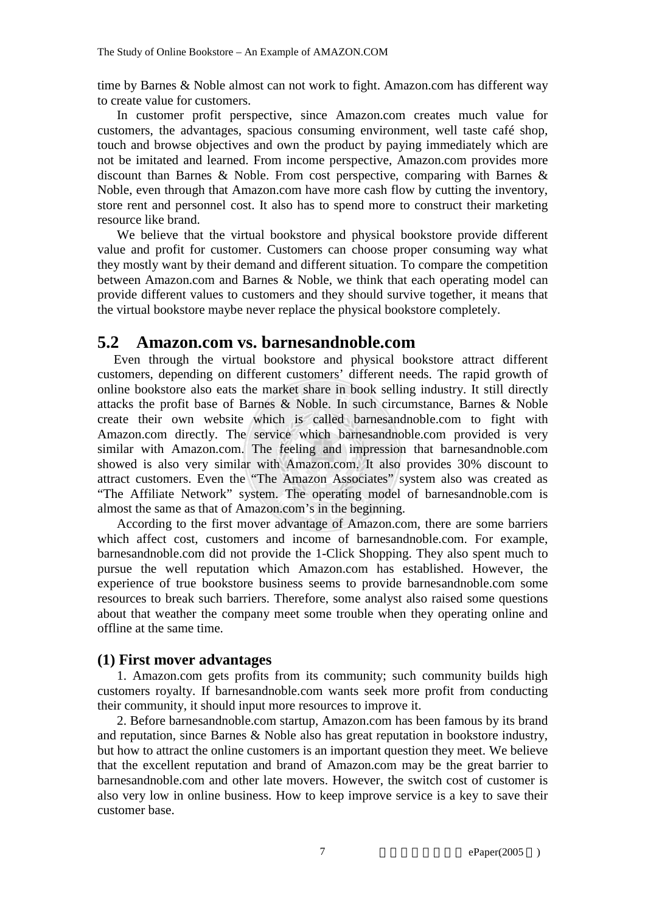time by Barnes & Noble almost can not work to fight. Amazon.com has different way to create value for customers.

In customer profit perspective, since Amazon.com creates much value for customers, the advantages, spacious consuming environment, well taste café shop, touch and browse objectives and own the product by paying immediately which are not be imitated and learned. From income perspective, Amazon.com provides more discount than Barnes & Noble. From cost perspective, comparing with Barnes & Noble, even through that Amazon.com have more cash flow by cutting the inventory, store rent and personnel cost. It also has to spend more to construct their marketing resource like brand.

We believe that the virtual bookstore and physical bookstore provide different value and profit for customer. Customers can choose proper consuming way what they mostly want by their demand and different situation. To compare the competition between Amazon.com and Barnes & Noble, we think that each operating model can provide different values to customers and they should survive together, it means that the virtual bookstore maybe never replace the physical bookstore completely.

## 5.2 Amazon.com vs. barnesandnoble.com

Even through the virtual bookstore and physical bookstore attract different customers, depending on different customers' different needs. The rapid growth of online bookstore also eats the market share in book selling industry. It still directly attacks the profit base of Barnes & Noble. In such circumstance, Barnes & Noble create their own website which is called barnesandnoble.com to fight with Amazon.com directly. The service which barnesandnoble.com provided is very similar with Amazon.com. The feeling and impression that barnesandnoble.com showed is also very similar with Amazon.com. It also provides 30% discount to attract customers. Even the "The Amazon Associates" system also was created as "The Affiliate Network" system. The operating model of barnesandnoble.com is almost the same as that of Amazon.com's in the beginning.

According to the first mover advantage of Amazon.com, there are some barriers which affect cost, customers and income of barnesandnoble.com. For example, barnesandnoble.com did not provide the 1-Click Shopping. They also spent much to pursue the well reputation which Amazon.com has established. However, the experience of true bookstore business seems to provide barnesandnoble.com some resources to break such barriers. Therefore, some analyst also raised some questions about that weather the company meet some trouble when they operating online and offline at the same time.

### (1) First mover advantages

1. Amazon.com gets profits from its community; such community builds high customers royalty. If barnesandnoble.com wants seek more profit from conducting their community, it should input more resources to improve it.

2. Before barnesandnoble.com startup, Amazon.com has been famous by its brand and reputation, since Barnes & Noble also has great reputation in bookstore industry, but how to attract the online customers is an important question they meet. We believe that the excellent reputation and brand of Amazon.com may be the great barrier to barnesandnoble.com and other late movers. However, the switch cost of customer is also very low in online business. How to keep improve service is a key to save their customer base.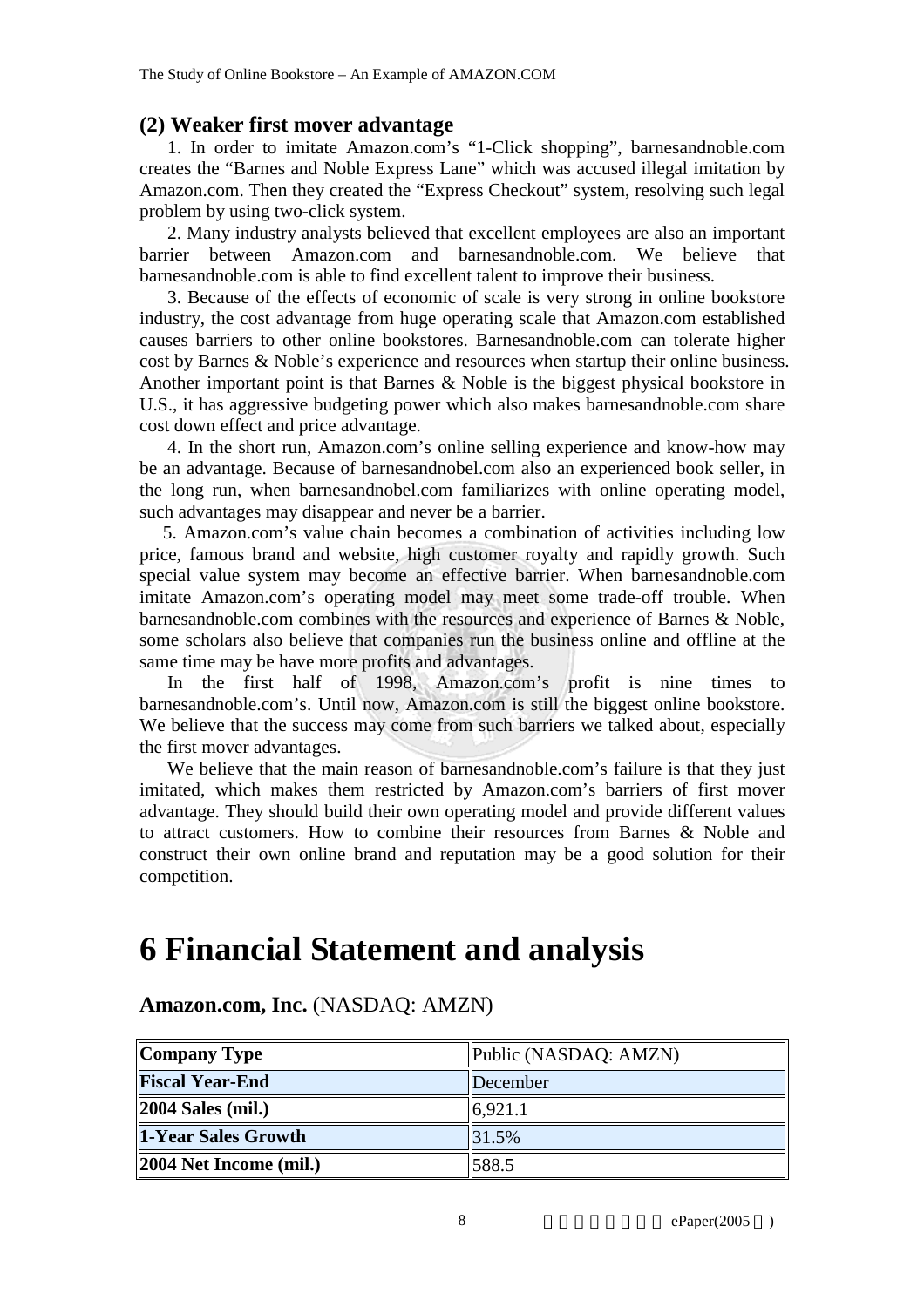### (2) Weaker first mover advantage

1. In order to imitate Amazon.com's "1-Click shopping", barnesandnoble.com creates the "Barnes and Noble Express Lane" which was accused illegal imitation by Amazon.com. Then they created the "Express Checkout" system, resolving such legal problem by using two-click system.

2. Many industry analysts believed that excellent employees are also an important barrier between Amazon.com and barnesandnoble.com. We believe that barnesandnoble.com is able to find excellent talent to improve their business.

3. Because of the effects of economic of scale is very strong in online bookstore industry, the cost advantage from huge operating scale that Amazon.com established causes barriers to other online bookstores. Barnesandnoble.com can tolerate higher cost by Barnes & Noble's experience and resources when startup their online business. Another important point is that Barnes & Noble is the biggest physical bookstore in U.S., it has aggressive budgeting power which also makes barnesandnoble.com share cost down effect and price advantage.

4. In the short run, Amazon.com's online selling experience and know-how may be an advantage. Because of barnesandnobel.com also an experienced book seller, in the long run, when barnesandnobel.com familiarizes with online operating model, such advantages may disappear and never be a barrier.

5. Amazon.com's value chain becomes a combination of activities including low price, famous brand and website, high customer royalty and rapidly growth. Such special value system may become an effective barrier. When barnesandnoble.com imitate Amazon.com's operating model may meet some trade-off trouble. When barnesandnoble.com combines with the resources and experience of Barnes & Noble, some scholars also believe that companies run the business online and offline at the same time may be have more profits and advantages.

In the first half of 1998, Amazon.com's profit is nine times to barnesandnoble.com's. Until now, Amazon.com is still the biggest online bookstore. We believe that the success may come from such barriers we talked about, especially the first mover advantages.

We believe that the main reason of barnesandnoble.com's failure is that they just imitated, which makes them restricted by Amazon.com's barriers of first mover advantage. They should build their own operating model and provide different values to attract customers. How to combine their resources from Barnes & Noble and construct their own online brand and reputation may be a good solution for their competition.

# 6 Financial Statement and analysis

**Amazon.com, Inc.** (NASDAQ: AMZN)

| Company Type | Public (NASDAQ: AMZN) |
|---|---|
| **Fiscal Year-End** | December |
| **2004 Sales (mil.)** | 6,921.1 |
| **1-Year Sales Growth** | 31.5% |
| **2004 Net Income (mil.)** | 588.5 |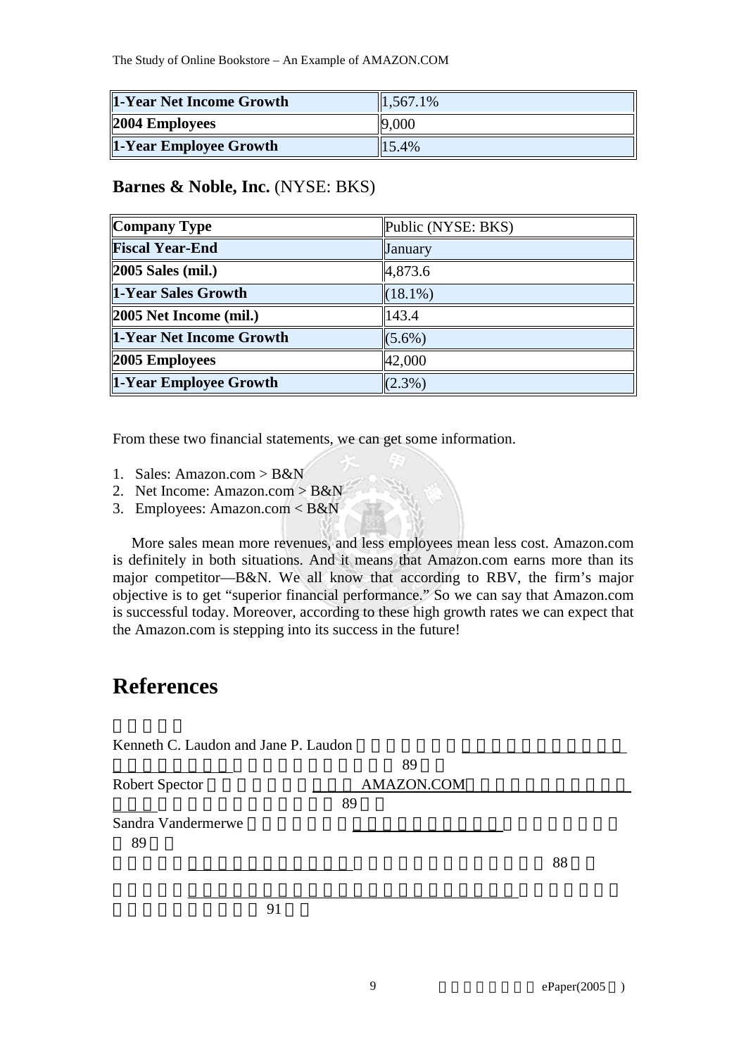| 1-Year Net Income Growth | 1,567.1% |
|---|---|
| 2004 Employees | 9,000 |
| 1-Year Employee Growth | 15.4% |

## Barnes & Noble, Inc. (NYSE: BKS)

| Company Type | Public (NYSE: BKS) |
|---|---|
| Fiscal Year-End | January |
| 2005 Sales (mil.) | 4,873.6 |
| 1-Year Sales Growth | (18.1%) |
| 2005 Net Income (mil.) | 143.4 |
| 1-Year Net Income Growth | (5.6%) |
| 2005 Employees | 42,000 |
| 1-Year Employee Growth | (2.3%) |

From these two financial statements, we can get some information.

1. Sales: Amazon.com > B&N
2. Net Income: Amazon.com > B&N
3. Employees: Amazon.com < B&N

More sales mean more revenues, and less employees mean less cost. Amazon.com is definitely in both situations. And it means that Amazon.com earns more than its major competitor—B&N. We all know that according to RBV, the firm's major objective is to get "superior financial performance." So we can say that Amazon.com is successful today. Moreover, according to these high growth rates we can expect that the Amazon.com is stepping into its success in the future!

# References

Kenneth C. Laudon and Jane P. Laudon 89

Robert Spector AMAZON.COM 89

Sandra Vandermerwe 89

88

91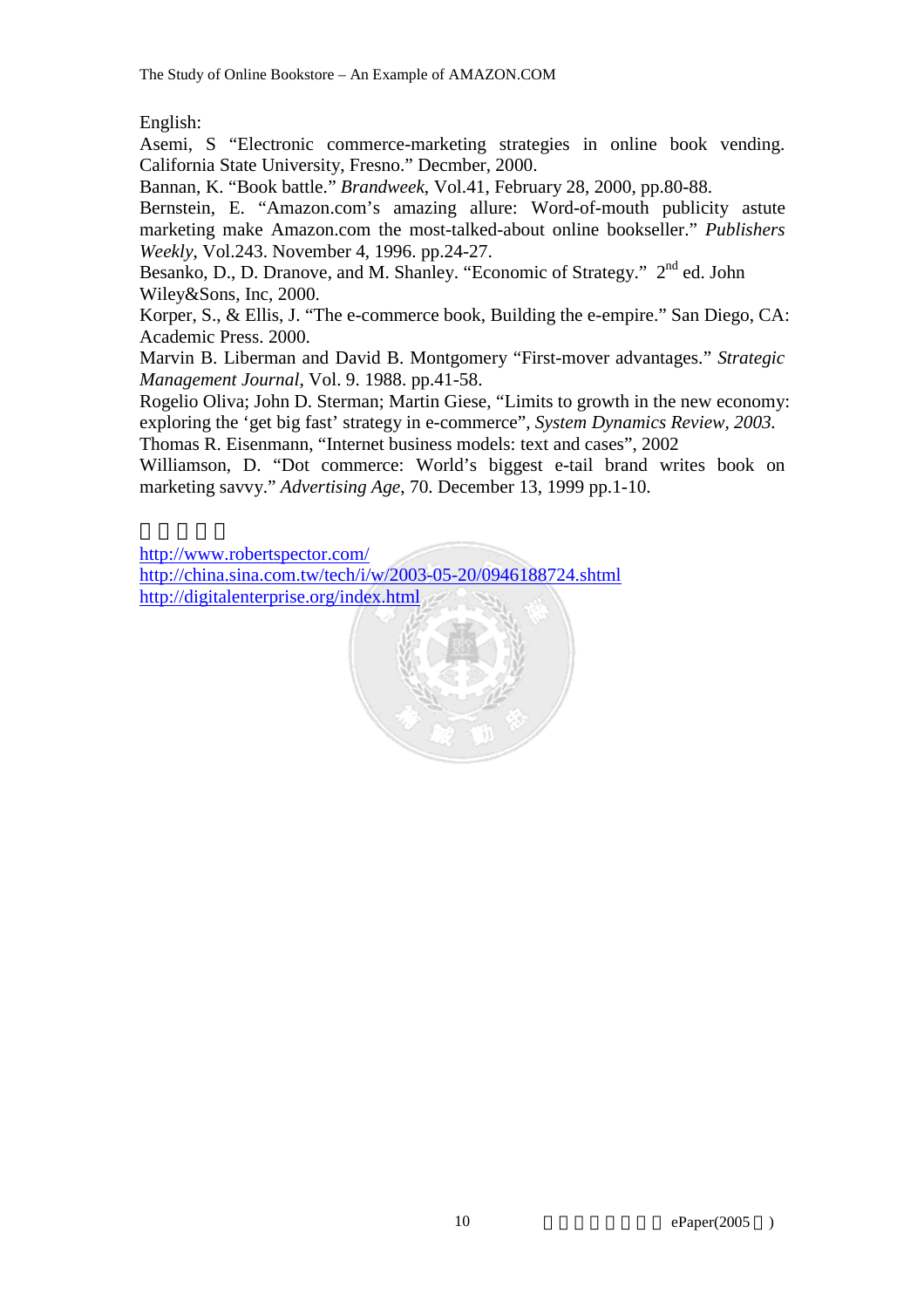English:

Asemi, S "Electronic commerce-marketing strategies in online book vending. California State University, Fresno." Decmber, 2000.

Bannan, K. "Book battle." *Brandweek*, Vol.41, February 28, 2000, pp.80-88.

Bernstein, E. "Amazon.com's amazing allure: Word-of-mouth publicity astute marketing make Amazon.com the most-talked-about online bookseller." *Publishers Weekly*, Vol.243. November 4, 1996. pp.24-27.

Besanko, D., D. Dranove, and M. Shanley. "Economic of Strategy." 2nd ed. John Wiley&Sons, Inc, 2000.

Korper, S., & Ellis, J. "The e-commerce book, Building the e-empire." San Diego, CA: Academic Press. 2000.

Marvin B. Liberman and David B. Montgomery "First-mover advantages." *Strategic Management Journal*, Vol. 9. 1988. pp.41-58.

Rogelio Oliva; John D. Sterman; Martin Giese, "Limits to growth in the new economy: exploring the 'get big fast' strategy in e-commerce", *System Dynamics Review, 2003.*

Thomas R. Eisenmann, "Internet business models: text and cases", 2002

Williamson, D. "Dot commerce: World's biggest e-tail brand writes book on marketing savvy." *Advertising Age*, 70. December 13, 1999 pp.1-10.

http://www.robertspector.com/
http://china.sina.com.tw/tech/i/w/2003-05-20/0946188724.shtml
http://digitalenterprise.org/index.html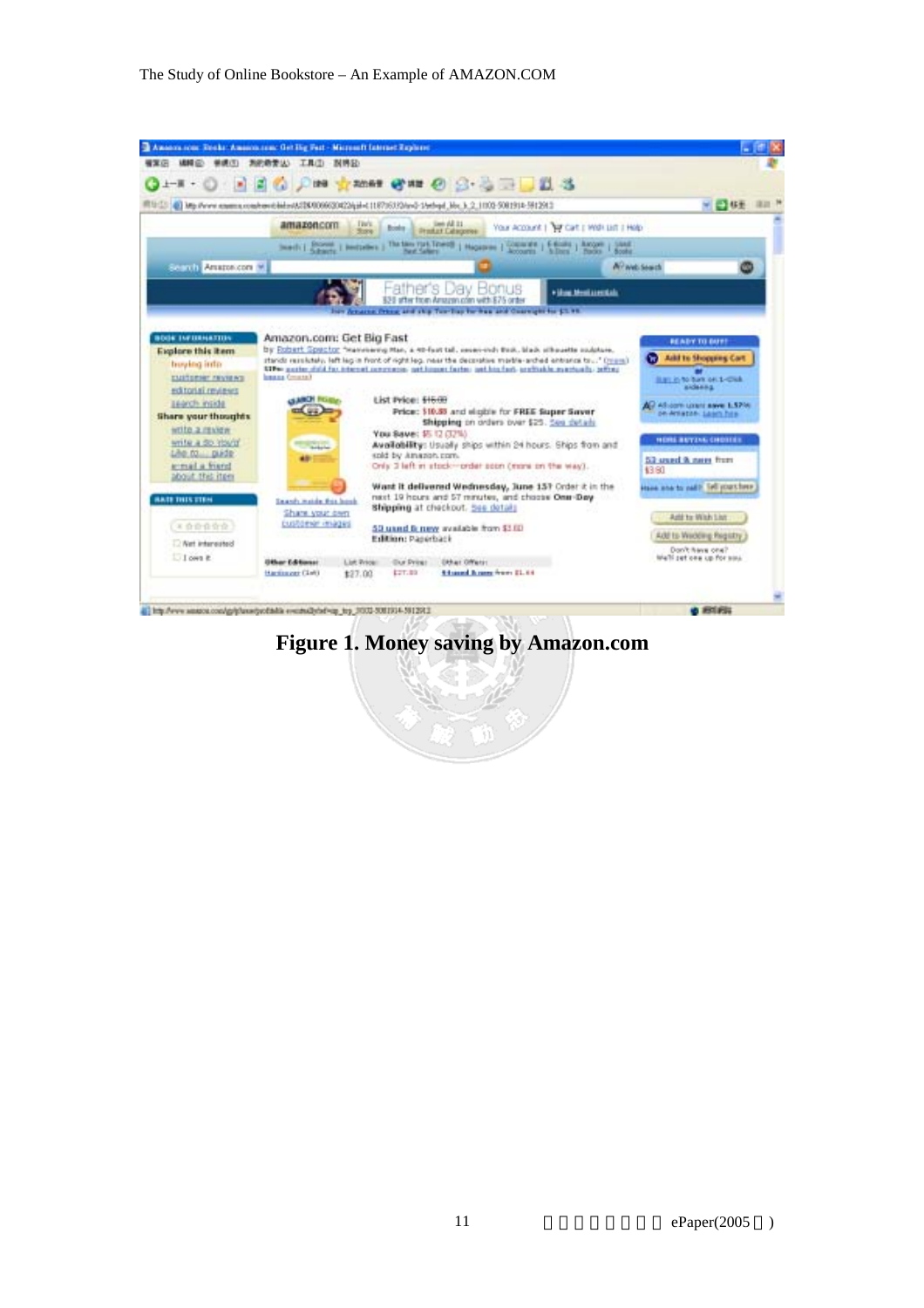**Figure 1. Money saving by Amazon.com**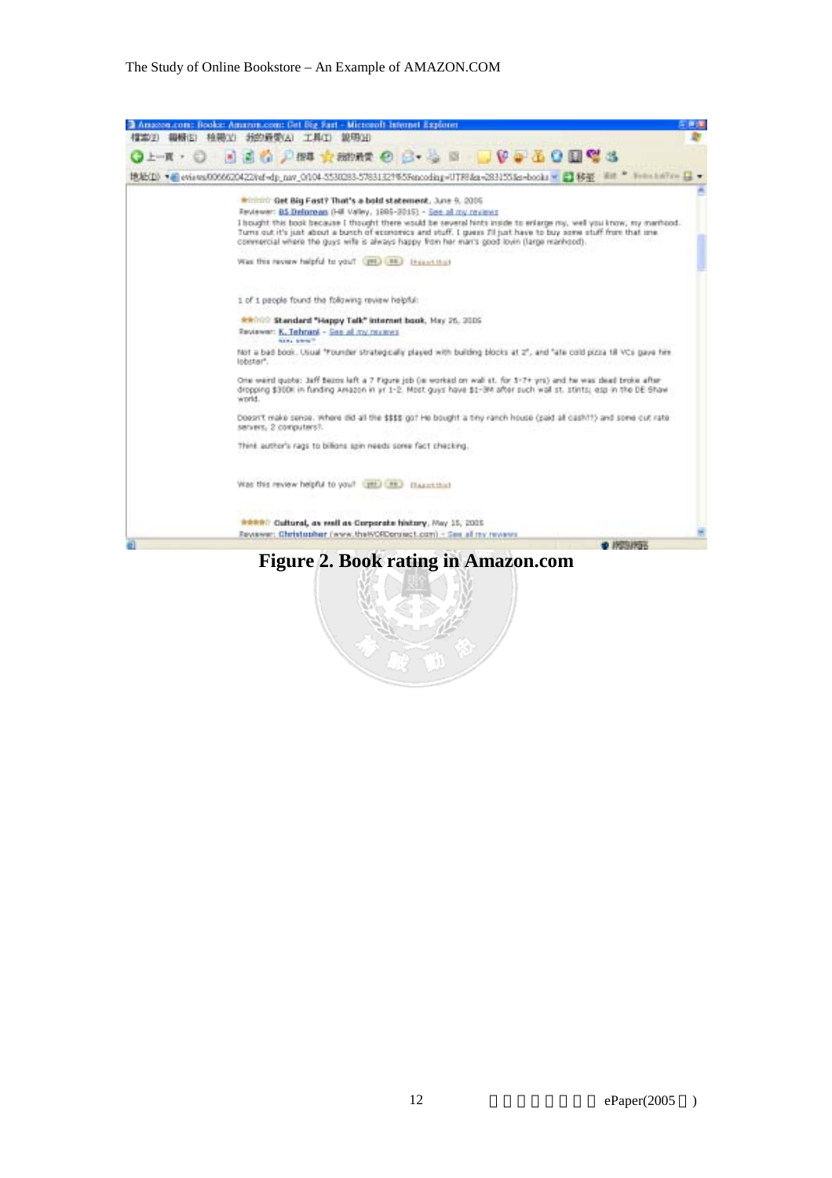Amazon.com: Books: Amazon.com: Get Big Fast - Microsoft Internet Explorer

Get Big Fast? That's a bold statement, June 9, 2005

Reviewer: BS Delorean (Hill Valley, 1885-2015) - See all my reviews

I bought this book because I thought there would be several hints inside to enlarge my, well you know, my manhood. Turns out it's just about a bunch of economics and stuff. I guess I'll just have to buy some stuff from that one commercial where the guys wife is always happy from her man's good lovin (large manhood).

Was this review helpful to you? (Report this)

1 of 1 people found the following review helpful:

Standard "Happy Talk" internet book, May 26, 2005

Reviewer: K. Tehrani - See all my reviews

Not a bad book. Usual "Founder strategically played with building blocks at 2", and "ate cold pizza till VCs gave him lobster".

One weird quote: Jeff Bezos left a 7 figure job (ie worked on wall st. for 5-7+ yrs) and he was dead broke after dropping $300K in funding Amazon in yr 1-2. Most guys have $1-3M after such wall st. stints; esp in the DE Shaw world.

Doesn't make sense. Where did all the $$$$ go? He bought a tiny ranch house (paid all cash!!?) and some cut rate servers, 2 computers?.

Think author's rags to billions spin needs some fact checking.

Was this review helpful to you? (Report this)

Cultural, as well as Corporate history, May 15, 2005

Reviewer: Christopher (www.theWORDproject.com) - See all my reviews

**Figure 2. Book rating in Amazon.com**